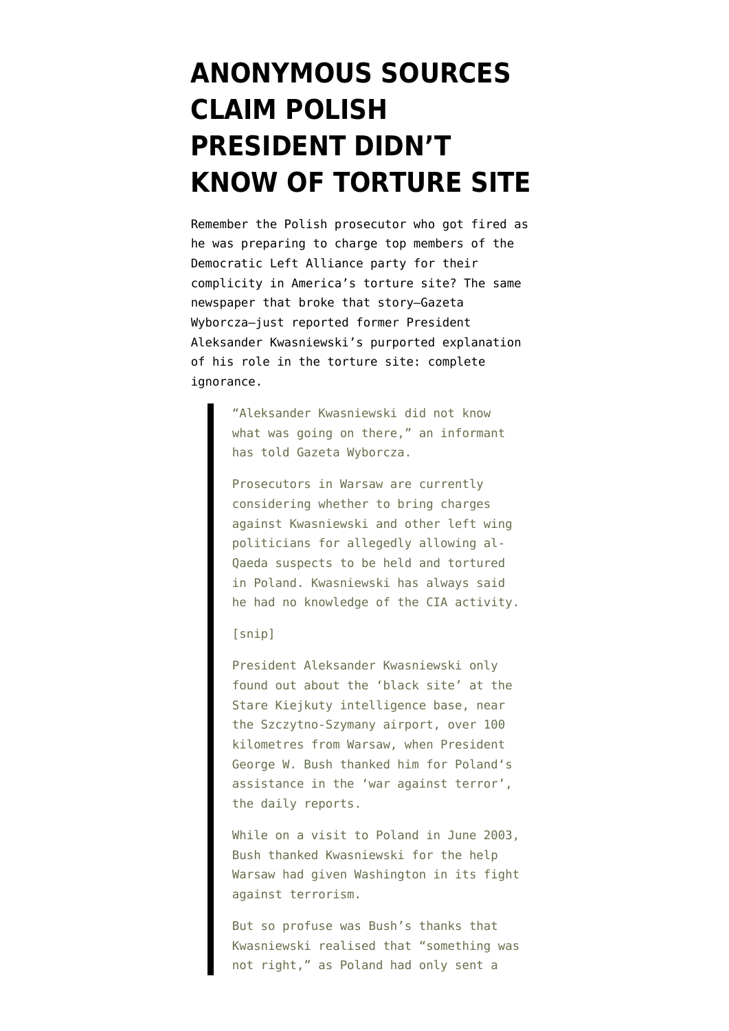# ANONYMOUS SOURCES CLAIM POLISH PRESIDENT DIDN'T KNOW OF TORTURE SITE

Remember the Polish prosecutor who got fired as he was preparing to charge top members of the Democratic Left Alliance party for their complicity in America's torture site? The same newspaper that broke that story—Gazeta Wyborcza—just reported former President Aleksander Kwasniewski's purported explanation of his role in the torture site: complete ignorance.

> "Aleksander Kwasniewski did not know what was going on there," an informant has told Gazeta Wyborcza.
>
> Prosecutors in Warsaw are currently considering whether to bring charges against Kwasniewski and other left wing politicians for allegedly allowing al-Qaeda suspects to be held and tortured in Poland. Kwasniewski has always said he had no knowledge of the CIA activity.
>
> [snip]
>
> President Aleksander Kwasniewski only found out about the 'black site' at the Stare Kiejkuty intelligence base, near the Szczytno-Szymany airport, over 100 kilometres from Warsaw, when President George W. Bush thanked him for Poland's assistance in the 'war against terror', the daily reports.
>
> While on a visit to Poland in June 2003, Bush thanked Kwasniewski for the help Warsaw had given Washington in its fight against terrorism.
>
> But so profuse was Bush's thanks that Kwasniewski realised that "something was not right," as Poland had only sent a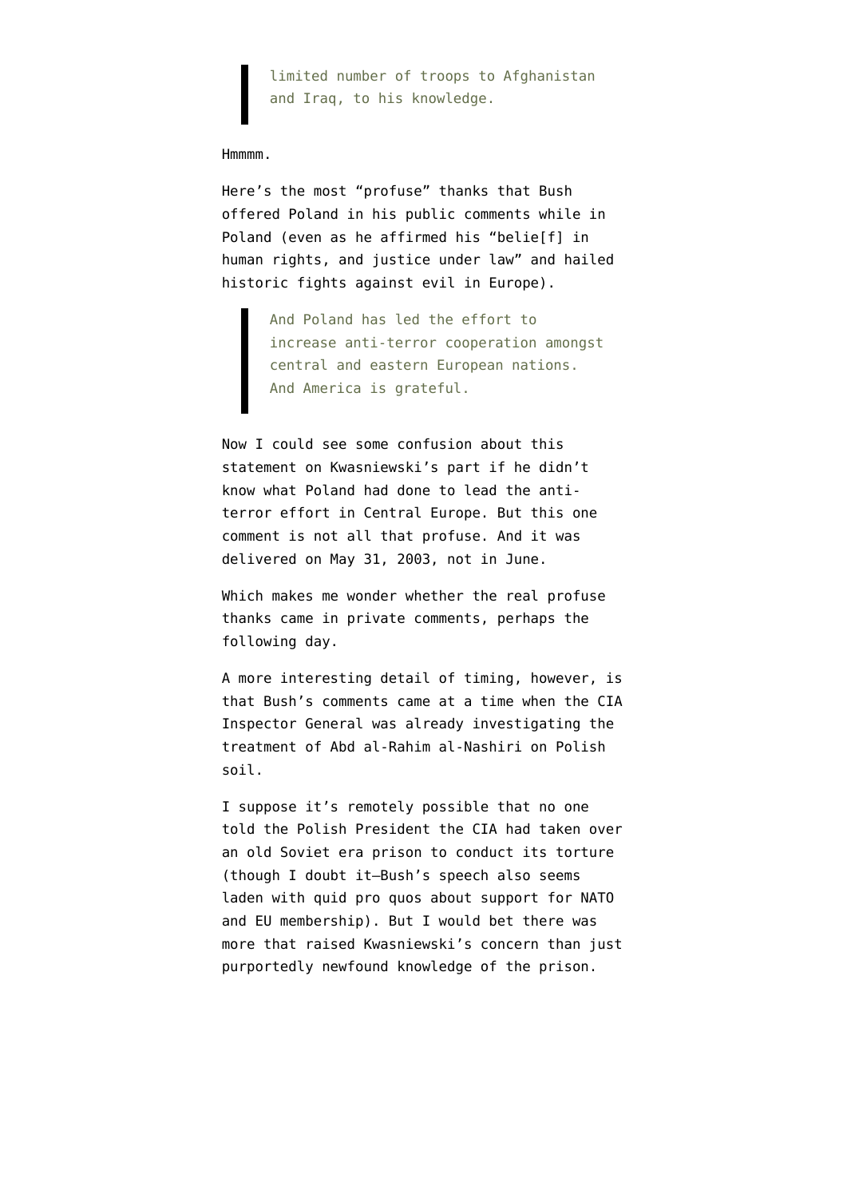> limited number of troops to Afghanistan and Iraq, to his knowledge.

Hmmmm.

Here's the most "profuse" thanks that Bush offered Poland in his public comments while in Poland (even as he affirmed his "belie[f] in human rights, and justice under law" and hailed historic fights against evil in Europe).

> And Poland has led the effort to increase anti-terror cooperation amongst central and eastern European nations. And America is grateful.

Now I could see some confusion about this statement on Kwasniewski's part if he didn't know what Poland had done to lead the anti-terror effort in Central Europe. But this one comment is not all that profuse. And it was delivered on May 31, 2003, not in June.

Which makes me wonder whether the real profuse thanks came in private comments, perhaps the following day.

A more interesting detail of timing, however, is that Bush's comments came at a time when the CIA Inspector General was already investigating the treatment of Abd al-Rahim al-Nashiri on Polish soil.

I suppose it's remotely possible that no one told the Polish President the CIA had taken over an old Soviet era prison to conduct its torture (though I doubt it—Bush's speech also seems laden with quid pro quos about support for NATO and EU membership). But I would bet there was more that raised Kwasniewski's concern than just purportedly newfound knowledge of the prison.